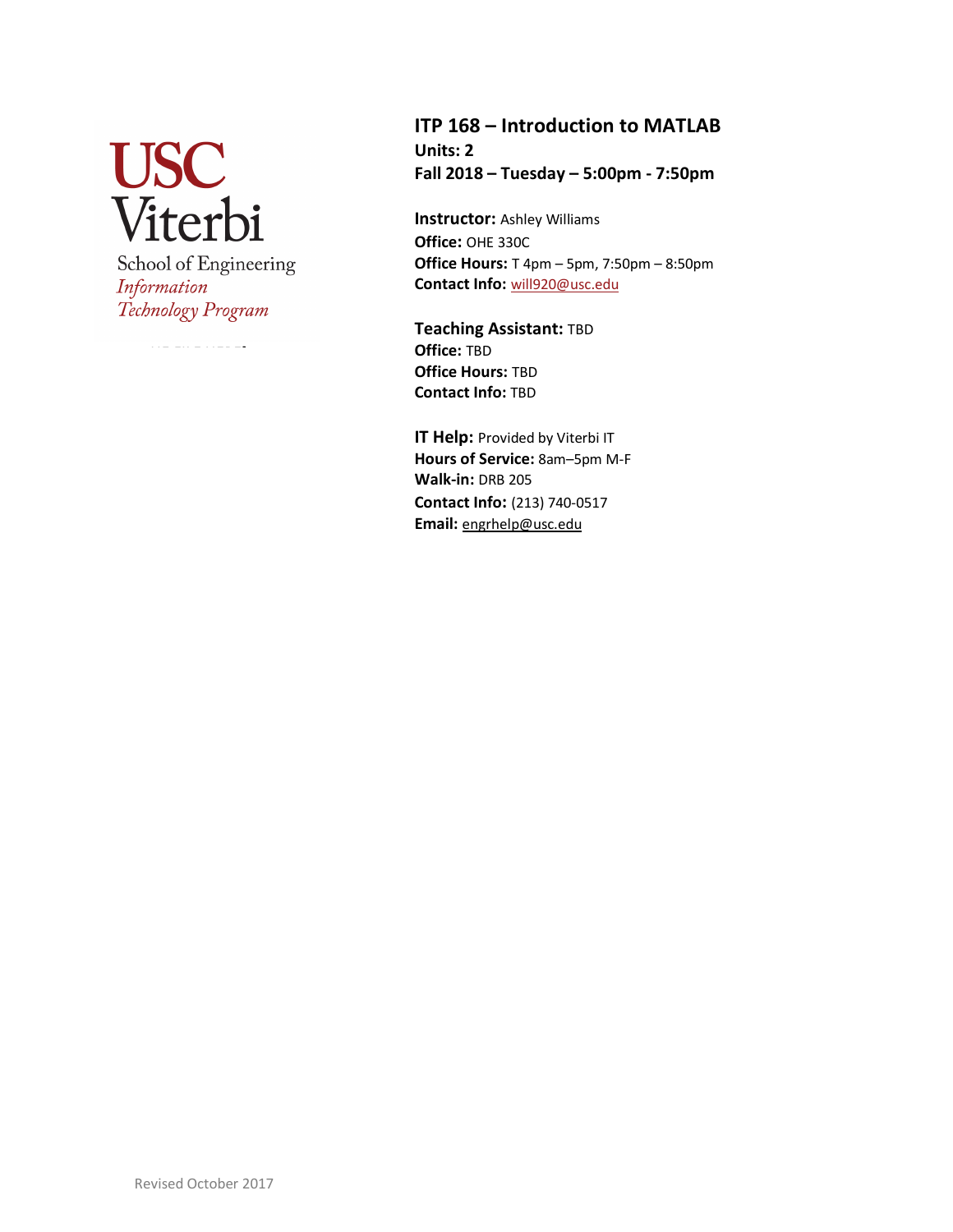USC Viterbi

School of Engineering

*Information Technology Program*

# ITP 168 – Introduction to MATLAB

**Units: 2**

**Fall 2018 – Tuesday – 5:00pm - 7:50pm**

**Instructor:** Ashley Williams
**Office:** OHE 330C
**Office Hours:** T 4pm – 5pm, 7:50pm – 8:50pm
**Contact Info:** will920@usc.edu

**Teaching Assistant:** TBD
**Office:** TBD
**Office Hours:** TBD
**Contact Info:** TBD

**IT Help:** Provided by Viterbi IT
**Hours of Service:** 8am–5pm M-F
**Walk-in:** DRB 205
**Contact Info:** (213) 740-0517
**Email:** engrhelp@usc.edu

Revised October 2017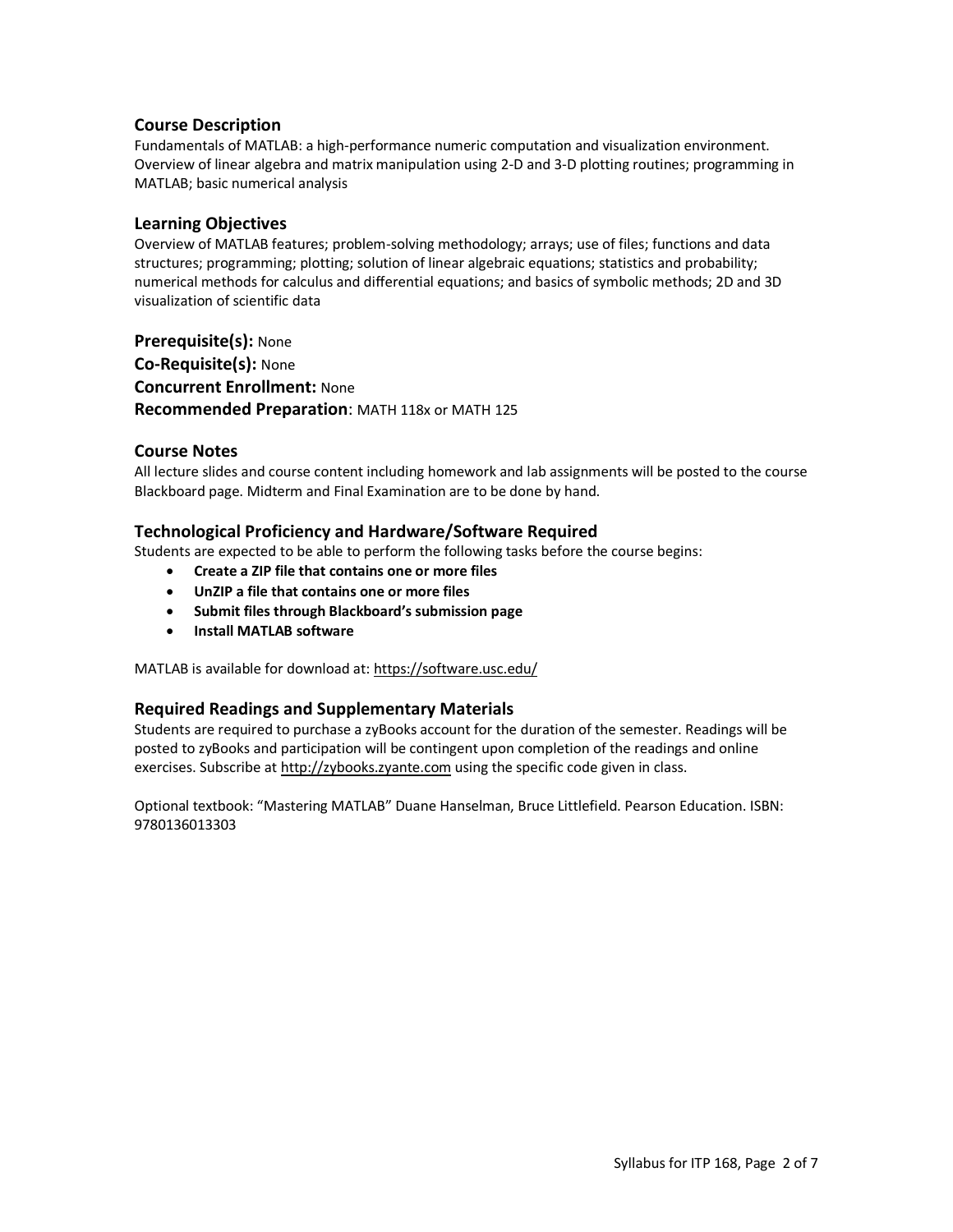## Course Description

Fundamentals of MATLAB: a high-performance numeric computation and visualization environment. Overview of linear algebra and matrix manipulation using 2-D and 3-D plotting routines; programming in MATLAB; basic numerical analysis

## Learning Objectives

Overview of MATLAB features; problem-solving methodology; arrays; use of files; functions and data structures; programming; plotting; solution of linear algebraic equations; statistics and probability; numerical methods for calculus and differential equations; and basics of symbolic methods; 2D and 3D visualization of scientific data

**Prerequisite(s):** None
**Co-Requisite(s):** None
**Concurrent Enrollment:** None
**Recommended Preparation**: MATH 118x or MATH 125

## Course Notes

All lecture slides and course content including homework and lab assignments will be posted to the course Blackboard page. Midterm and Final Examination are to be done by hand.

## Technological Proficiency and Hardware/Software Required

Students are expected to be able to perform the following tasks before the course begins:

- **Create a ZIP file that contains one or more files**
- **UnZIP a file that contains one or more files**
- **Submit files through Blackboard's submission page**
- **Install MATLAB software**

MATLAB is available for download at: https://software.usc.edu/

## Required Readings and Supplementary Materials

Students are required to purchase a zyBooks account for the duration of the semester. Readings will be posted to zyBooks and participation will be contingent upon completion of the readings and online exercises. Subscribe at http://zybooks.zyante.com using the specific code given in class.

Optional textbook: "Mastering MATLAB" Duane Hanselman, Bruce Littlefield. Pearson Education. ISBN: 9780136013303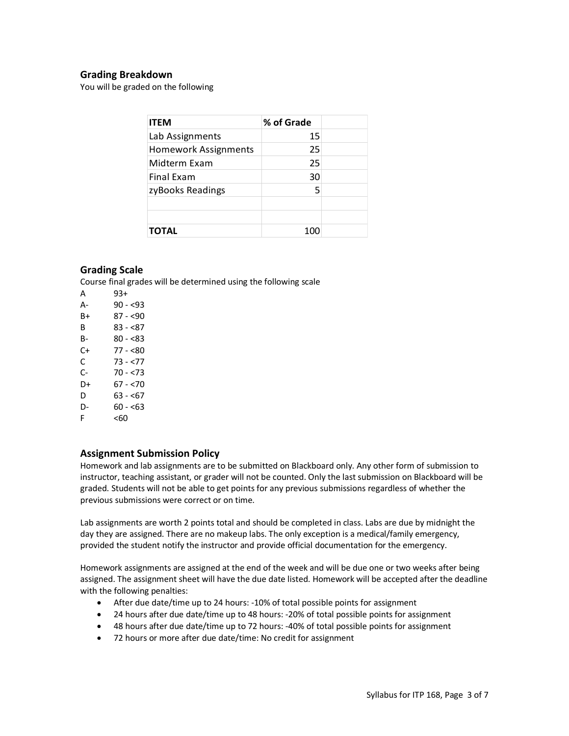## Grading Breakdown

You will be graded on the following

| ITEM | % of Grade | |
|---|---|---|
| Lab Assignments | 15 | |
| Homework Assignments | 25 | |
| Midterm Exam | 25 | |
| Final Exam | 30 | |
| zyBooks Readings | 5 | |
| | | |
| | | |
| **TOTAL** | 100 | |

## Grading Scale

Course final grades will be determined using the following scale

| | |
|---|---|
| A | 93+ |
| A- | 90 - <93 |
| B+ | 87 - <90 |
| B | 83 - <87 |
| B- | 80 - <83 |
| C+ | 77 - <80 |
| C | 73 - <77 |
| C- | 70 - <73 |
| D+ | 67 - <70 |
| D | 63 - <67 |
| D- | 60 - <63 |
| F | <60 |

## Assignment Submission Policy

Homework and lab assignments are to be submitted on Blackboard only. Any other form of submission to instructor, teaching assistant, or grader will not be counted. Only the last submission on Blackboard will be graded. Students will not be able to get points for any previous submissions regardless of whether the previous submissions were correct or on time.

Lab assignments are worth 2 points total and should be completed in class. Labs are due by midnight the day they are assigned. There are no makeup labs. The only exception is a medical/family emergency, provided the student notify the instructor and provide official documentation for the emergency.

Homework assignments are assigned at the end of the week and will be due one or two weeks after being assigned. The assignment sheet will have the due date listed. Homework will be accepted after the deadline with the following penalties:

- After due date/time up to 24 hours: -10% of total possible points for assignment
- 24 hours after due date/time up to 48 hours: -20% of total possible points for assignment
- 48 hours after due date/time up to 72 hours: -40% of total possible points for assignment
- 72 hours or more after due date/time: No credit for assignment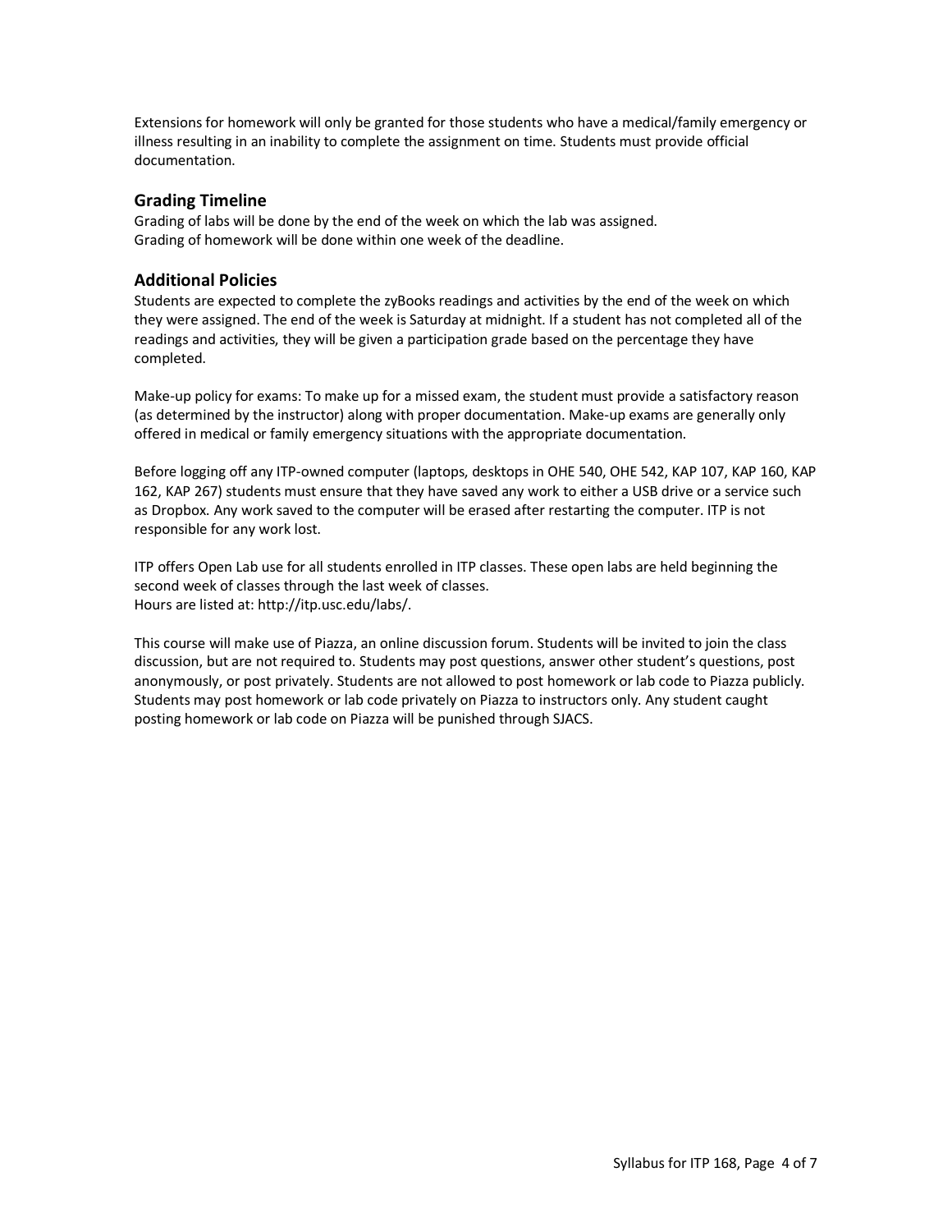Extensions for homework will only be granted for those students who have a medical/family emergency or illness resulting in an inability to complete the assignment on time. Students must provide official documentation.

## Grading Timeline

Grading of labs will be done by the end of the week on which the lab was assigned.
Grading of homework will be done within one week of the deadline.

## Additional Policies

Students are expected to complete the zyBooks readings and activities by the end of the week on which they were assigned. The end of the week is Saturday at midnight. If a student has not completed all of the readings and activities, they will be given a participation grade based on the percentage they have completed.

Make-up policy for exams: To make up for a missed exam, the student must provide a satisfactory reason (as determined by the instructor) along with proper documentation. Make-up exams are generally only offered in medical or family emergency situations with the appropriate documentation.

Before logging off any ITP-owned computer (laptops, desktops in OHE 540, OHE 542, KAP 107, KAP 160, KAP 162, KAP 267) students must ensure that they have saved any work to either a USB drive or a service such as Dropbox. Any work saved to the computer will be erased after restarting the computer. ITP is not responsible for any work lost.

ITP offers Open Lab use for all students enrolled in ITP classes. These open labs are held beginning the second week of classes through the last week of classes.
Hours are listed at: http://itp.usc.edu/labs/.

This course will make use of Piazza, an online discussion forum. Students will be invited to join the class discussion, but are not required to. Students may post questions, answer other student's questions, post anonymously, or post privately. Students are not allowed to post homework or lab code to Piazza publicly. Students may post homework or lab code privately on Piazza to instructors only. Any student caught posting homework or lab code on Piazza will be punished through SJACS.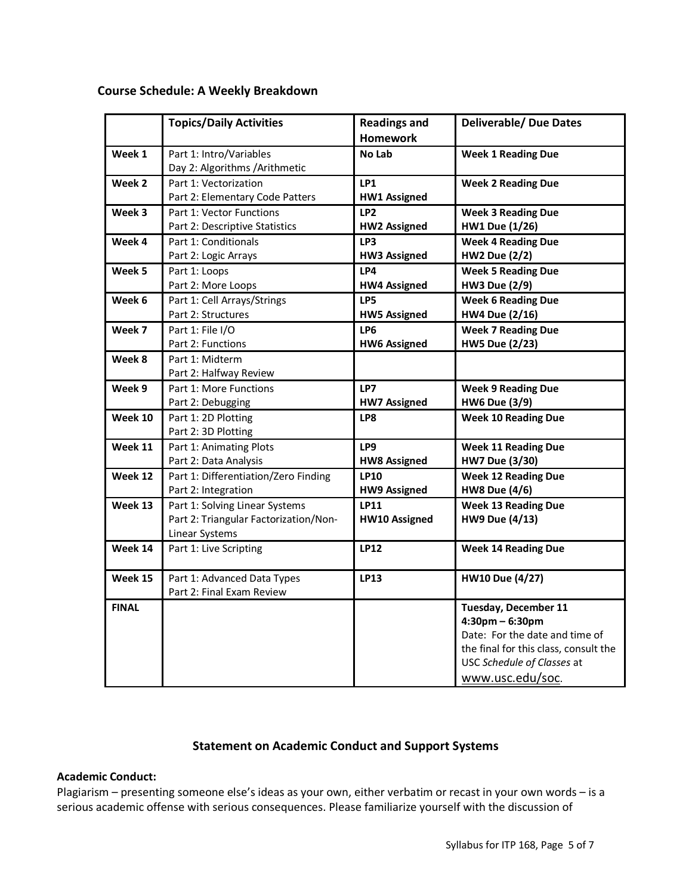### Course Schedule: A Weekly Breakdown

| | Topics/Daily Activities | Readings and Homework | Deliverable/ Due Dates |
|---|---|---|---|
| **Week 1** | Part 1: Intro/Variables<br>Day 2: Algorithms /Arithmetic | **No Lab** | **Week 1 Reading Due** |
| **Week 2** | Part 1: Vectorization<br>Part 2: Elementary Code Patters | **LP1**<br>**HW1 Assigned** | **Week 2 Reading Due** |
| **Week 3** | Part 1: Vector Functions<br>Part 2: Descriptive Statistics | **LP2**<br>**HW2 Assigned** | **Week 3 Reading Due**<br>**HW1 Due (1/26)** |
| **Week 4** | Part 1: Conditionals<br>Part 2: Logic Arrays | **LP3**<br>**HW3 Assigned** | **Week 4 Reading Due**<br>**HW2 Due (2/2)** |
| **Week 5** | Part 1: Loops<br>Part 2: More Loops | **LP4**<br>**HW4 Assigned** | **Week 5 Reading Due**<br>**HW3 Due (2/9)** |
| **Week 6** | Part 1: Cell Arrays/Strings<br>Part 2: Structures | **LP5**<br>**HW5 Assigned** | **Week 6 Reading Due**<br>**HW4 Due (2/16)** |
| **Week 7** | Part 1: File I/O<br>Part 2: Functions | **LP6**<br>**HW6 Assigned** | **Week 7 Reading Due**<br>**HW5 Due (2/23)** |
| **Week 8** | Part 1: Midterm<br>Part 2: Halfway Review | | |
| **Week 9** | Part 1: More Functions<br>Part 2: Debugging | **LP7**<br>**HW7 Assigned** | **Week 9 Reading Due**<br>**HW6 Due (3/9)** |
| **Week 10** | Part 1: 2D Plotting<br>Part 2: 3D Plotting | **LP8** | **Week 10 Reading Due** |
| **Week 11** | Part 1: Animating Plots<br>Part 2: Data Analysis | **LP9**<br>**HW8 Assigned** | **Week 11 Reading Due**<br>**HW7 Due (3/30)** |
| **Week 12** | Part 1: Differentiation/Zero Finding<br>Part 2: Integration | **LP10**<br>**HW9 Assigned** | **Week 12 Reading Due**<br>**HW8 Due (4/6)** |
| **Week 13** | Part 1: Solving Linear Systems<br>Part 2: Triangular Factorization/Non-Linear Systems | **LP11**<br>**HW10 Assigned** | **Week 13 Reading Due**<br>**HW9 Due (4/13)** |
| **Week 14** | Part 1: Live Scripting | **LP12** | **Week 14 Reading Due** |
| **Week 15** | Part 1: Advanced Data Types<br>Part 2: Final Exam Review | **LP13** | **HW10 Due (4/27)** |
| **FINAL** | | | **Tuesday, December 11**<br>**4:30pm – 6:30pm**<br>Date: For the date and time of the final for this class, consult the USC *Schedule of Classes* at www.usc.edu/soc. |

### Statement on Academic Conduct and Support Systems

**Academic Conduct:**

Plagiarism – presenting someone else's ideas as your own, either verbatim or recast in your own words – is a serious academic offense with serious consequences. Please familiarize yourself with the discussion of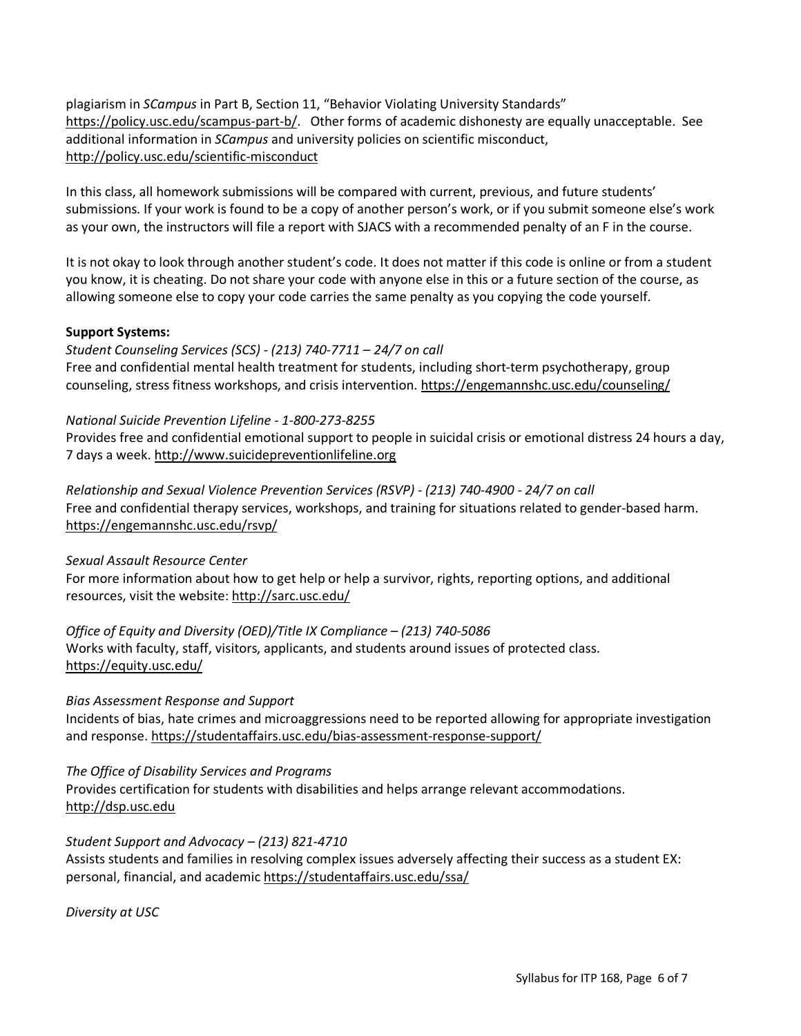plagiarism in *SCampus* in Part B, Section 11, "Behavior Violating University Standards" https://policy.usc.edu/scampus-part-b/. Other forms of academic dishonesty are equally unacceptable. See additional information in *SCampus* and university policies on scientific misconduct, http://policy.usc.edu/scientific-misconduct

In this class, all homework submissions will be compared with current, previous, and future students' submissions. If your work is found to be a copy of another person's work, or if you submit someone else's work as your own, the instructors will file a report with SJACS with a recommended penalty of an F in the course.

It is not okay to look through another student's code. It does not matter if this code is online or from a student you know, it is cheating. Do not share your code with anyone else in this or a future section of the course, as allowing someone else to copy your code carries the same penalty as you copying the code yourself.

**Support Systems:**

*Student Counseling Services (SCS) - (213) 740-7711 – 24/7 on call*
Free and confidential mental health treatment for students, including short-term psychotherapy, group counseling, stress fitness workshops, and crisis intervention. https://engemannshc.usc.edu/counseling/

*National Suicide Prevention Lifeline - 1-800-273-8255*
Provides free and confidential emotional support to people in suicidal crisis or emotional distress 24 hours a day, 7 days a week. http://www.suicidepreventionlifeline.org

*Relationship and Sexual Violence Prevention Services (RSVP) - (213) 740-4900 - 24/7 on call*
Free and confidential therapy services, workshops, and training for situations related to gender-based harm. https://engemannshc.usc.edu/rsvp/

*Sexual Assault Resource Center*
For more information about how to get help or help a survivor, rights, reporting options, and additional resources, visit the website: http://sarc.usc.edu/

*Office of Equity and Diversity (OED)/Title IX Compliance – (213) 740-5086*
Works with faculty, staff, visitors, applicants, and students around issues of protected class. https://equity.usc.edu/

*Bias Assessment Response and Support*
Incidents of bias, hate crimes and microaggressions need to be reported allowing for appropriate investigation and response. https://studentaffairs.usc.edu/bias-assessment-response-support/

*The Office of Disability Services and Programs*
Provides certification for students with disabilities and helps arrange relevant accommodations. http://dsp.usc.edu

*Student Support and Advocacy – (213) 821-4710*
Assists students and families in resolving complex issues adversely affecting their success as a student EX: personal, financial, and academic https://studentaffairs.usc.edu/ssa/

*Diversity at USC*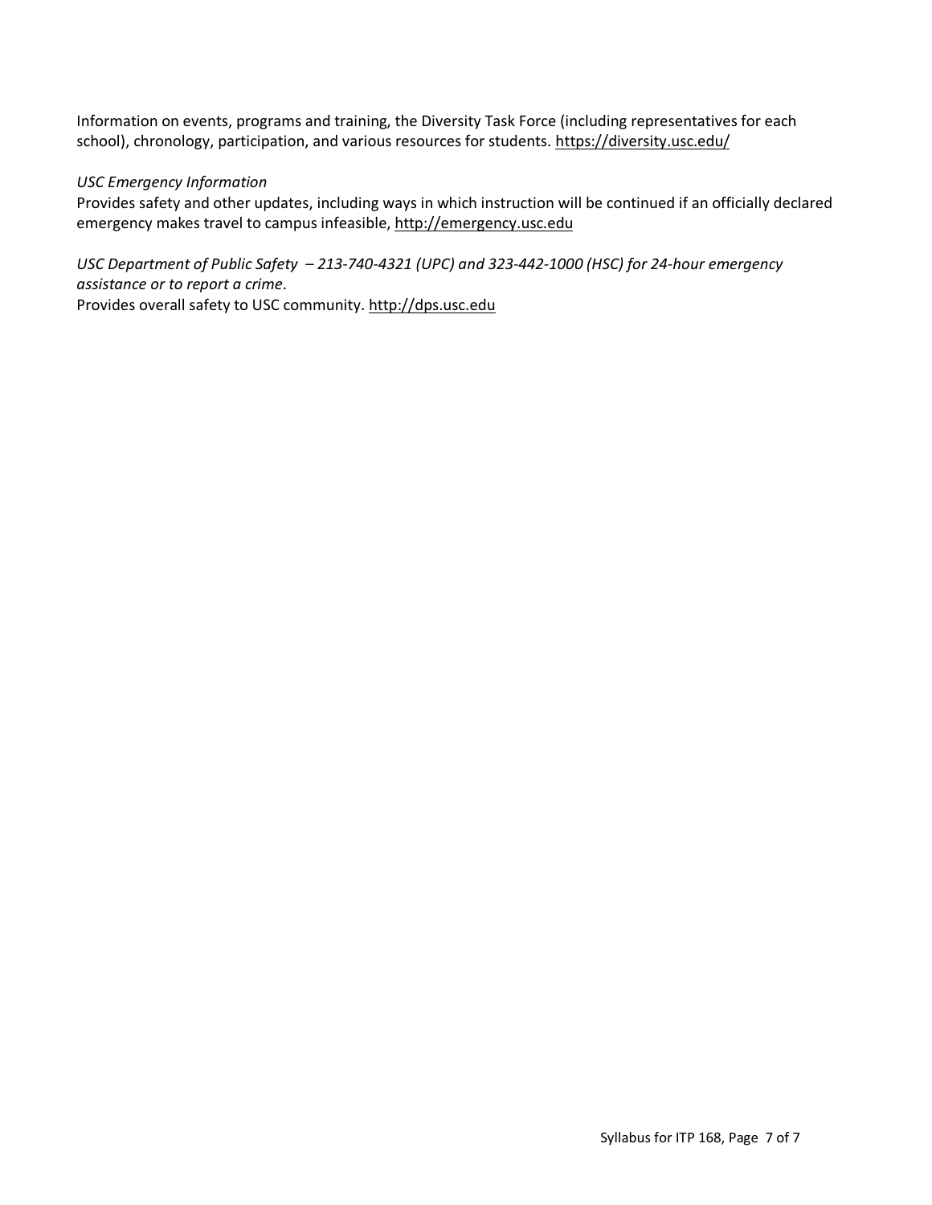Information on events, programs and training, the Diversity Task Force (including representatives for each school), chronology, participation, and various resources for students. https://diversity.usc.edu/

*USC Emergency Information*
Provides safety and other updates, including ways in which instruction will be continued if an officially declared emergency makes travel to campus infeasible, http://emergency.usc.edu

*USC Department of Public Safety – 213-740-4321 (UPC) and 323-442-1000 (HSC) for 24-hour emergency assistance or to report a crime*.
Provides overall safety to USC community. http://dps.usc.edu